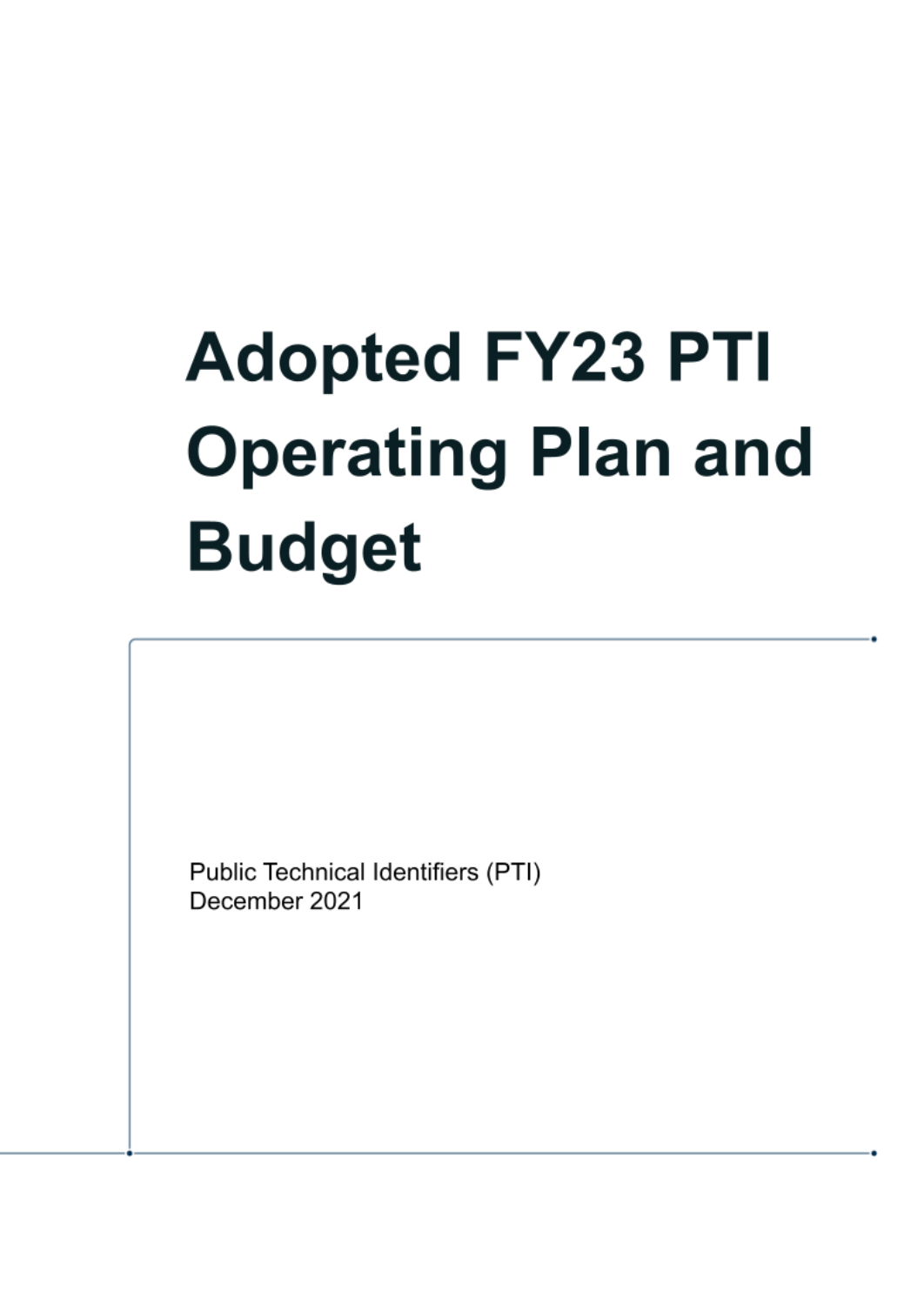# Adopted FY23 PTI Operating Plan and Budget

Public Technical Identifiers (PTI)
December 2021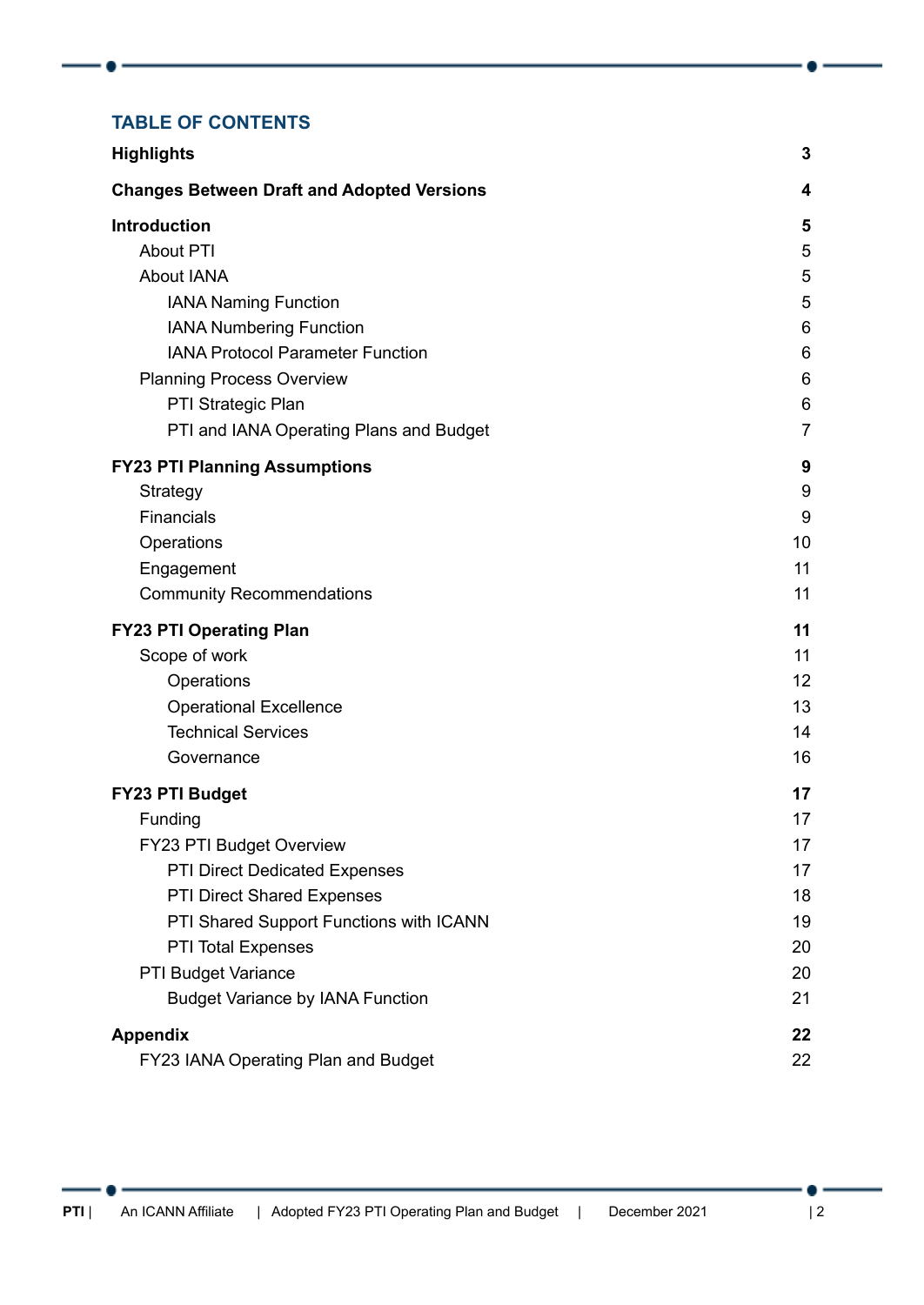## TABLE OF CONTENTS

| | |
|---|---|
| **Highlights** | **3** |
| **Changes Between Draft and Adopted Versions** | **4** |
| **Introduction** | **5** |
| About PTI | 5 |
| About IANA | 5 |
| IANA Naming Function | 5 |
| IANA Numbering Function | 6 |
| IANA Protocol Parameter Function | 6 |
| Planning Process Overview | 6 |
| PTI Strategic Plan | 6 |
| PTI and IANA Operating Plans and Budget | 7 |
| **FY23 PTI Planning Assumptions** | **9** |
| Strategy | 9 |
| Financials | 9 |
| Operations | 10 |
| Engagement | 11 |
| Community Recommendations | 11 |
| **FY23 PTI Operating Plan** | **11** |
| Scope of work | 11 |
| Operations | 12 |
| Operational Excellence | 13 |
| Technical Services | 14 |
| Governance | 16 |
| **FY23 PTI Budget** | **17** |
| Funding | 17 |
| FY23 PTI Budget Overview | 17 |
| PTI Direct Dedicated Expenses | 17 |
| PTI Direct Shared Expenses | 18 |
| PTI Shared Support Functions with ICANN | 19 |
| PTI Total Expenses | 20 |
| PTI Budget Variance | 20 |
| Budget Variance by IANA Function | 21 |
| **Appendix** | **22** |
| FY23 IANA Operating Plan and Budget | 22 |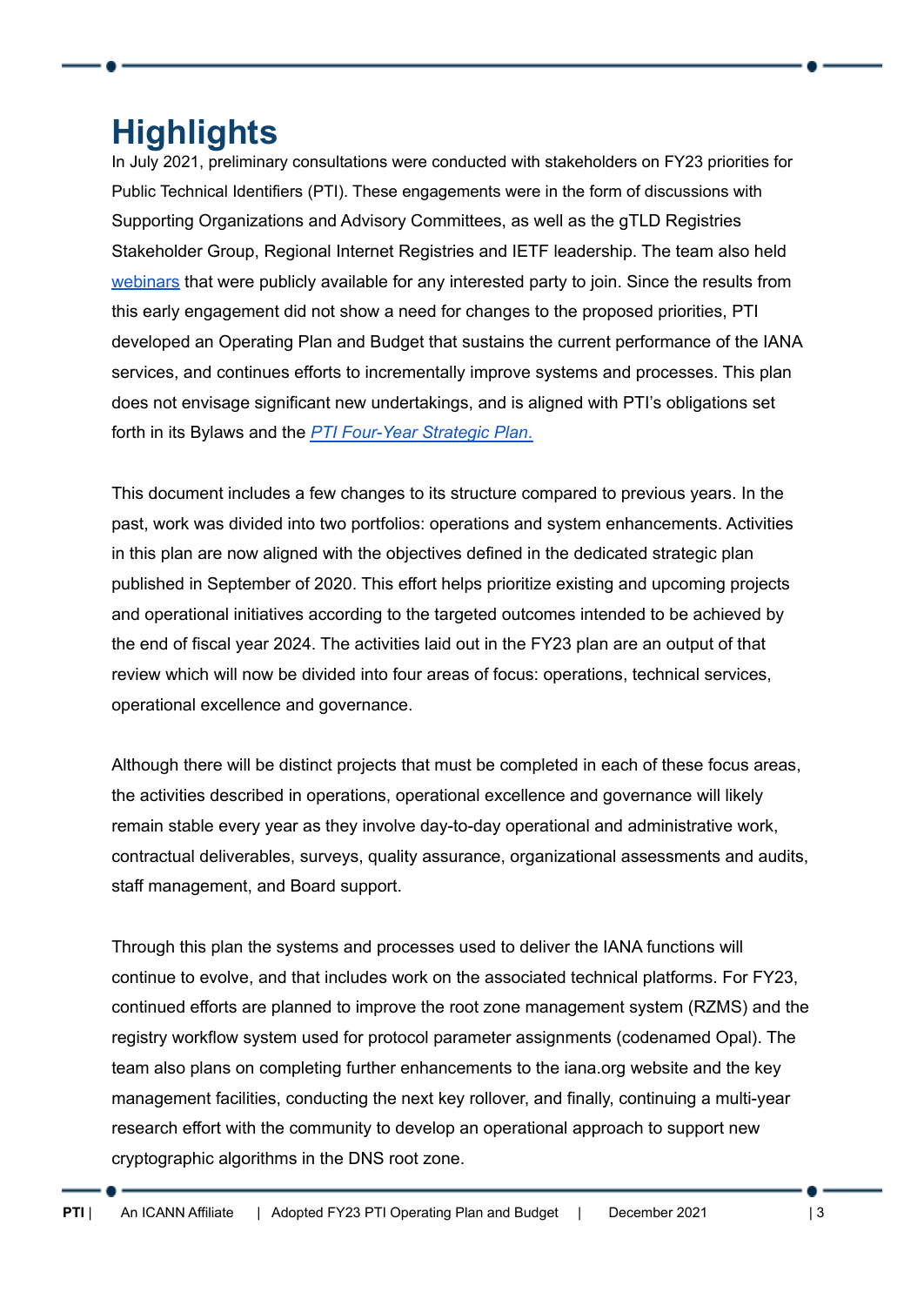# Highlights

In July 2021, preliminary consultations were conducted with stakeholders on FY23 priorities for Public Technical Identifiers (PTI). These engagements were in the form of discussions with Supporting Organizations and Advisory Committees, as well as the gTLD Registries Stakeholder Group, Regional Internet Registries and IETF leadership. The team also held webinars that were publicly available for any interested party to join. Since the results from this early engagement did not show a need for changes to the proposed priorities, PTI developed an Operating Plan and Budget that sustains the current performance of the IANA services, and continues efforts to incrementally improve systems and processes. This plan does not envisage significant new undertakings, and is aligned with PTI's obligations set forth in its Bylaws and the *PTI Four-Year Strategic Plan.*

This document includes a few changes to its structure compared to previous years. In the past, work was divided into two portfolios: operations and system enhancements. Activities in this plan are now aligned with the objectives defined in the dedicated strategic plan published in September of 2020. This effort helps prioritize existing and upcoming projects and operational initiatives according to the targeted outcomes intended to be achieved by the end of fiscal year 2024. The activities laid out in the FY23 plan are an output of that review which will now be divided into four areas of focus: operations, technical services, operational excellence and governance.

Although there will be distinct projects that must be completed in each of these focus areas, the activities described in operations, operational excellence and governance will likely remain stable every year as they involve day-to-day operational and administrative work, contractual deliverables, surveys, quality assurance, organizational assessments and audits, staff management, and Board support.

Through this plan the systems and processes used to deliver the IANA functions will continue to evolve, and that includes work on the associated technical platforms. For FY23, continued efforts are planned to improve the root zone management system (RZMS) and the registry workflow system used for protocol parameter assignments (codenamed Opal). The team also plans on completing further enhancements to the iana.org website and the key management facilities, conducting the next key rollover, and finally, continuing a multi-year research effort with the community to develop an operational approach to support new cryptographic algorithms in the DNS root zone.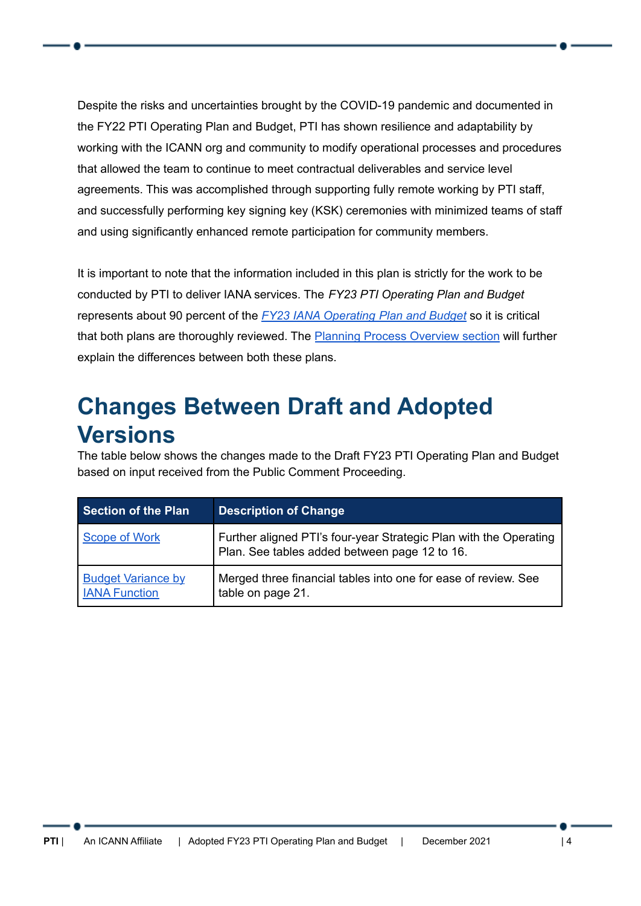Despite the risks and uncertainties brought by the COVID-19 pandemic and documented in the FY22 PTI Operating Plan and Budget, PTI has shown resilience and adaptability by working with the ICANN org and community to modify operational processes and procedures that allowed the team to continue to meet contractual deliverables and service level agreements. This was accomplished through supporting fully remote working by PTI staff, and successfully performing key signing key (KSK) ceremonies with minimized teams of staff and using significantly enhanced remote participation for community members.

It is important to note that the information included in this plan is strictly for the work to be conducted by PTI to deliver IANA services. The *FY23 PTI Operating Plan and Budget* represents about 90 percent of the *FY23 IANA Operating Plan and Budget* so it is critical that both plans are thoroughly reviewed. The Planning Process Overview section will further explain the differences between both these plans.

# Changes Between Draft and Adopted Versions

The table below shows the changes made to the Draft FY23 PTI Operating Plan and Budget based on input received from the Public Comment Proceeding.

| Section of the Plan | Description of Change |
|---|---|
| Scope of Work | Further aligned PTI's four-year Strategic Plan with the Operating Plan. See tables added between page 12 to 16. |
| Budget Variance by IANA Function | Merged three financial tables into one for ease of review. See table on page 21. |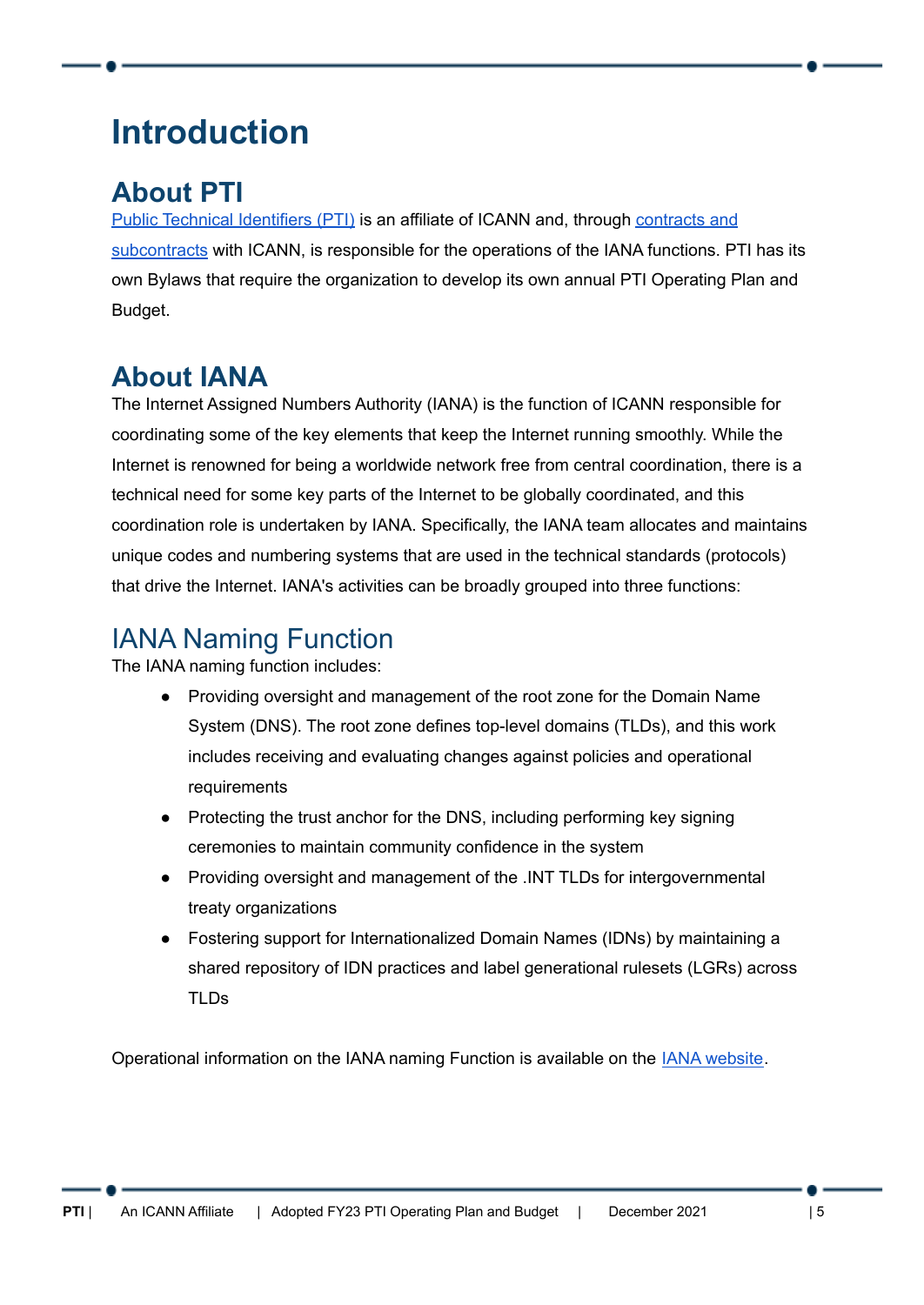# Introduction

## About PTI

Public Technical Identifiers (PTI) is an affiliate of ICANN and, through contracts and subcontracts with ICANN, is responsible for the operations of the IANA functions. PTI has its own Bylaws that require the organization to develop its own annual PTI Operating Plan and Budget.

## About IANA

The Internet Assigned Numbers Authority (IANA) is the function of ICANN responsible for coordinating some of the key elements that keep the Internet running smoothly. While the Internet is renowned for being a worldwide network free from central coordination, there is a technical need for some key parts of the Internet to be globally coordinated, and this coordination role is undertaken by IANA. Specifically, the IANA team allocates and maintains unique codes and numbering systems that are used in the technical standards (protocols) that drive the Internet. IANA's activities can be broadly grouped into three functions:

### IANA Naming Function

The IANA naming function includes:

- Providing oversight and management of the root zone for the Domain Name System (DNS). The root zone defines top-level domains (TLDs), and this work includes receiving and evaluating changes against policies and operational requirements
- Protecting the trust anchor for the DNS, including performing key signing ceremonies to maintain community confidence in the system
- Providing oversight and management of the .INT TLDs for intergovernmental treaty organizations
- Fostering support for Internationalized Domain Names (IDNs) by maintaining a shared repository of IDN practices and label generational rulesets (LGRs) across TLDs

Operational information on the IANA naming Function is available on the IANA website.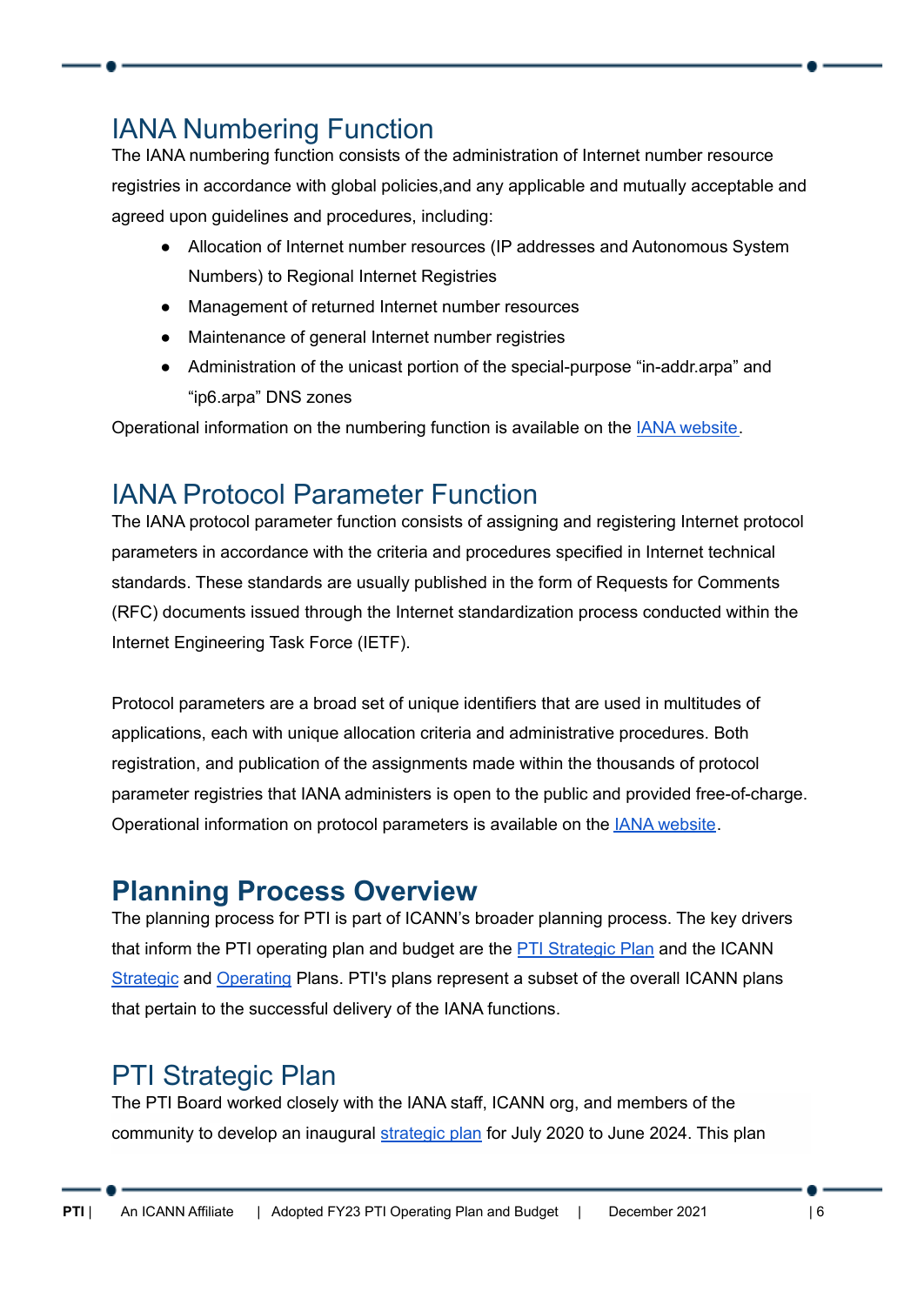## IANA Numbering Function

The IANA numbering function consists of the administration of Internet number resource registries in accordance with global policies,and any applicable and mutually acceptable and agreed upon guidelines and procedures, including:

- Allocation of Internet number resources (IP addresses and Autonomous System Numbers) to Regional Internet Registries
- Management of returned Internet number resources
- Maintenance of general Internet number registries
- Administration of the unicast portion of the special-purpose “in-addr.arpa” and “ip6.arpa” DNS zones

Operational information on the numbering function is available on the IANA website.

## IANA Protocol Parameter Function

The IANA protocol parameter function consists of assigning and registering Internet protocol parameters in accordance with the criteria and procedures specified in Internet technical standards. These standards are usually published in the form of Requests for Comments (RFC) documents issued through the Internet standardization process conducted within the Internet Engineering Task Force (IETF).

Protocol parameters are a broad set of unique identifiers that are used in multitudes of applications, each with unique allocation criteria and administrative procedures. Both registration, and publication of the assignments made within the thousands of protocol parameter registries that IANA administers is open to the public and provided free-of-charge. Operational information on protocol parameters is available on the IANA website.

# Planning Process Overview

The planning process for PTI is part of ICANN's broader planning process. The key drivers that inform the PTI operating plan and budget are the PTI Strategic Plan and the ICANN Strategic and Operating Plans. PTI's plans represent a subset of the overall ICANN plans that pertain to the successful delivery of the IANA functions.

## PTI Strategic Plan

The PTI Board worked closely with the IANA staff, ICANN org, and members of the community to develop an inaugural strategic plan for July 2020 to June 2024. This plan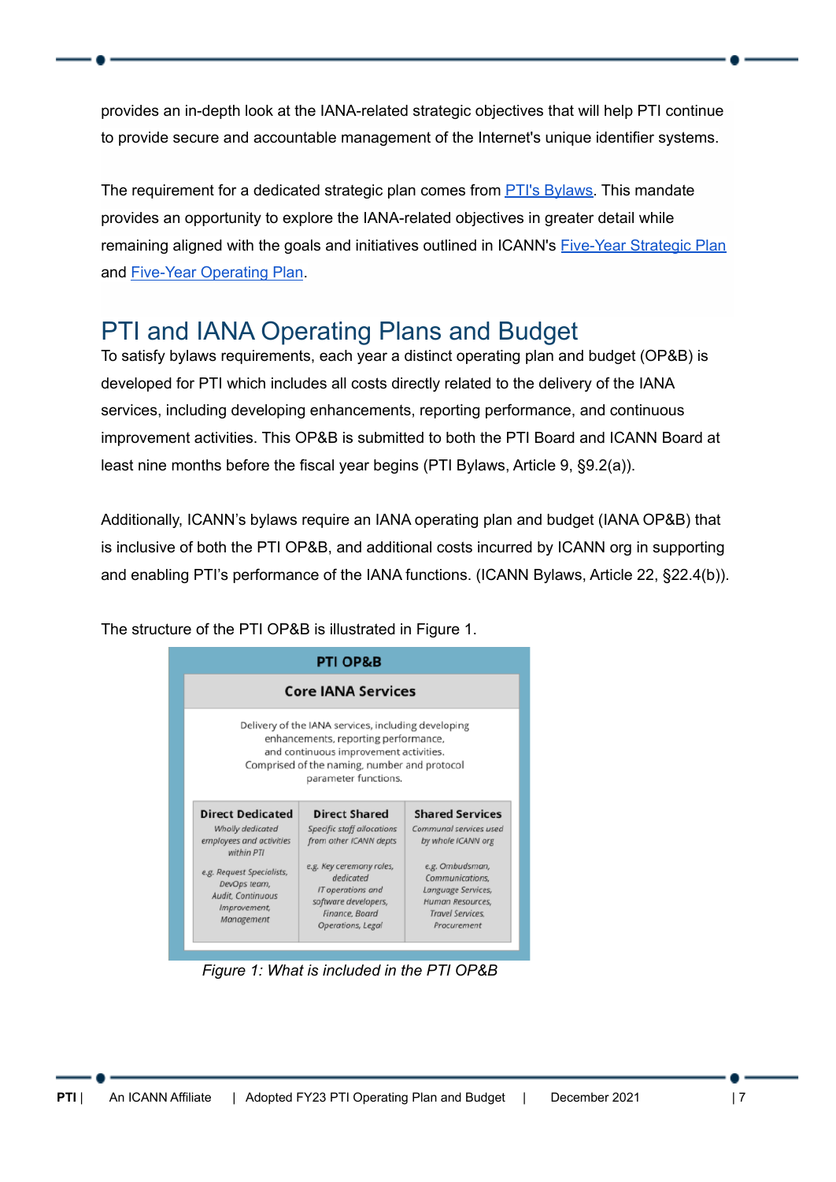provides an in-depth look at the IANA-related strategic objectives that will help PTI continue to provide secure and accountable management of the Internet's unique identifier systems.

The requirement for a dedicated strategic plan comes from [PTI's Bylaws](). This mandate provides an opportunity to explore the IANA-related objectives in greater detail while remaining aligned with the goals and initiatives outlined in ICANN's [Five-Year Strategic Plan]() and [Five-Year Operating Plan]().

## PTI and IANA Operating Plans and Budget

To satisfy bylaws requirements, each year a distinct operating plan and budget (OP&B) is developed for PTI which includes all costs directly related to the delivery of the IANA services, including developing enhancements, reporting performance, and continuous improvement activities. This OP&B is submitted to both the PTI Board and ICANN Board at least nine months before the fiscal year begins (PTI Bylaws, Article 9, §9.2(a)).

Additionally, ICANN's bylaws require an IANA operating plan and budget (IANA OP&B) that is inclusive of both the PTI OP&B, and additional costs incurred by ICANN org in supporting and enabling PTI's performance of the IANA functions. (ICANN Bylaws, Article 22, §22.4(b)).

The structure of the PTI OP&B is illustrated in Figure 1.

**PTI OP&B**

**Core IANA Services**

Delivery of the IANA services, including developing enhancements, reporting performance, and continuous improvement activities. Comprised of the naming, number and protocol parameter functions.

| Direct Dedicated | Direct Shared | Shared Services |
|---|---|---|
| *Wholly dedicated employees and activities within PTI* | *Specific staff allocations from other ICANN depts* | *Communal services used by whole ICANN org* |
| *e.g. Request Specialists, DevOps team, Audit, Continuous Improvement, Management* | *e.g. Key ceremony roles, dedicated IT operations and software developers, Finance, Board Operations, Legal* | *e.g. Ombudsman, Communications, Language Services, Human Resources, Travel Services, Procurement* |

*Figure 1: What is included in the PTI OP&B*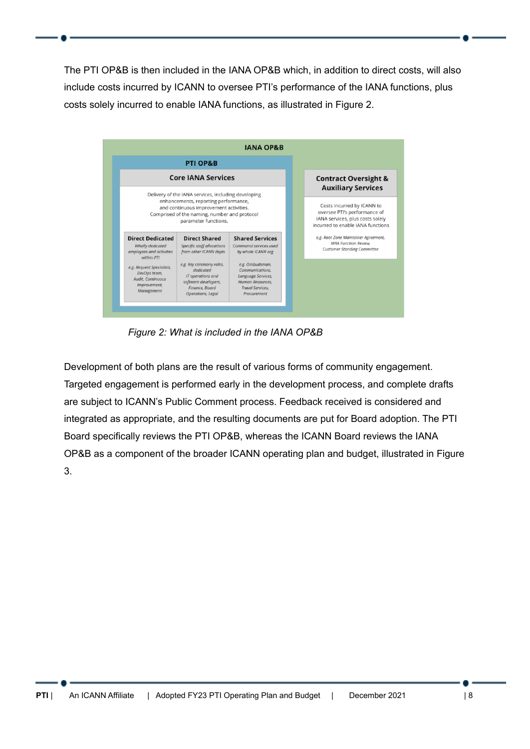The PTI OP&B is then included in the IANA OP&B which, in addition to direct costs, will also include costs incurred by ICANN to oversee PTI's performance of the IANA functions, plus costs solely incurred to enable IANA functions, as illustrated in Figure 2.

**IANA OP&B**

**PTI OP&B**

**Core IANA Services**

Delivery of the IANA services, including developing enhancements, reporting performance, and continuous improvement activities. Comprised of the naming, number and protocol parameter functions.

| Direct Dedicated | Direct Shared | Shared Services |
|---|---|---|
| *Wholly dedicated employees and activities within PTI* | *Specific staff allocations from other ICANN depts* | *Communal services used by whole ICANN org* |
| *e.g. Request Specialists, DevOps team, Audit, Continuous Improvement, Management* | *e.g. Key ceremony roles, dedicated IT operations and software developers, Finance, Board Operations, Legal* | *e.g. Ombudsman, Communications, Language Services, Human Resources, Travel Services, Procurement* |

**Contract Oversight & Auxiliary Services**

Costs incurred by ICANN to oversee PTI's performance of IANA services, plus costs solely incurred to enable IANA functions

*e.g. Root Zone Maintainer Agreement, IANA Function Review, Customer Standing Committee*

*Figure 2: What is included in the IANA OP&B*

Development of both plans are the result of various forms of community engagement. Targeted engagement is performed early in the development process, and complete drafts are subject to ICANN's Public Comment process. Feedback received is considered and integrated as appropriate, and the resulting documents are put for Board adoption. The PTI Board specifically reviews the PTI OP&B, whereas the ICANN Board reviews the IANA OP&B as a component of the broader ICANN operating plan and budget, illustrated in Figure 3.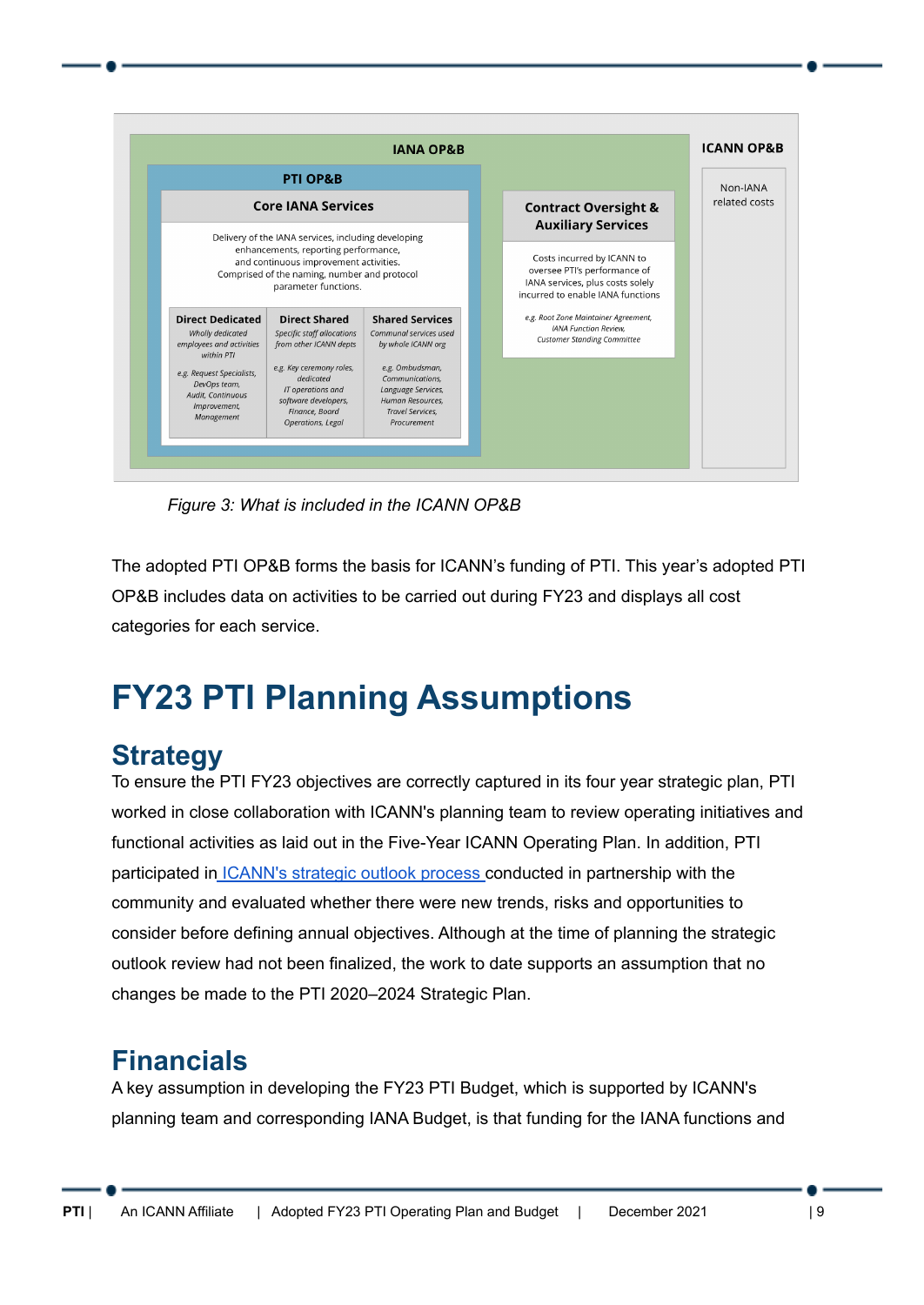IANA OP&B

PTI OP&B

**Core IANA Services**

Delivery of the IANA services, including developing enhancements, reporting performance, and continuous improvement activities. Comprised of the naming, number and protocol parameter functions.

| Direct Dedicated | Direct Shared | Shared Services |
| --- | --- | --- |
| *Wholly dedicated employees and activities within PTI* | *Specific staff allocations from other ICANN depts* | *Communal services used by whole ICANN org* |
| *e.g. Request Specialists, DevOps team, Audit, Continuous Improvement, Management* | *e.g. Key ceremony roles, dedicated IT operations and software developers, Finance, Board Operations, Legal* | *e.g. Ombudsman, Communications, Language Services, Human Resources, Travel Services, Procurement* |

**Contract Oversight & Auxiliary Services**

Costs incurred by ICANN to oversee PTI's performance of IANA services, plus costs solely incurred to enable IANA functions

*e.g. Root Zone Maintainer Agreement, IANA Function Review, Customer Standing Committee*

ICANN OP&B

Non-IANA related costs

*Figure 3: What is included in the ICANN OP&B*

The adopted PTI OP&B forms the basis for ICANN's funding of PTI. This year's adopted PTI OP&B includes data on activities to be carried out during FY23 and displays all cost categories for each service.

# FY23 PTI Planning Assumptions

## Strategy

To ensure the PTI FY23 objectives are correctly captured in its four year strategic plan, PTI worked in close collaboration with ICANN's planning team to review operating initiatives and functional activities as laid out in the Five-Year ICANN Operating Plan. In addition, PTI participated in ICANN's strategic outlook process conducted in partnership with the community and evaluated whether there were new trends, risks and opportunities to consider before defining annual objectives. Although at the time of planning the strategic outlook review had not been finalized, the work to date supports an assumption that no changes be made to the PTI 2020–2024 Strategic Plan.

## Financials

A key assumption in developing the FY23 PTI Budget, which is supported by ICANN's planning team and corresponding IANA Budget, is that funding for the IANA functions and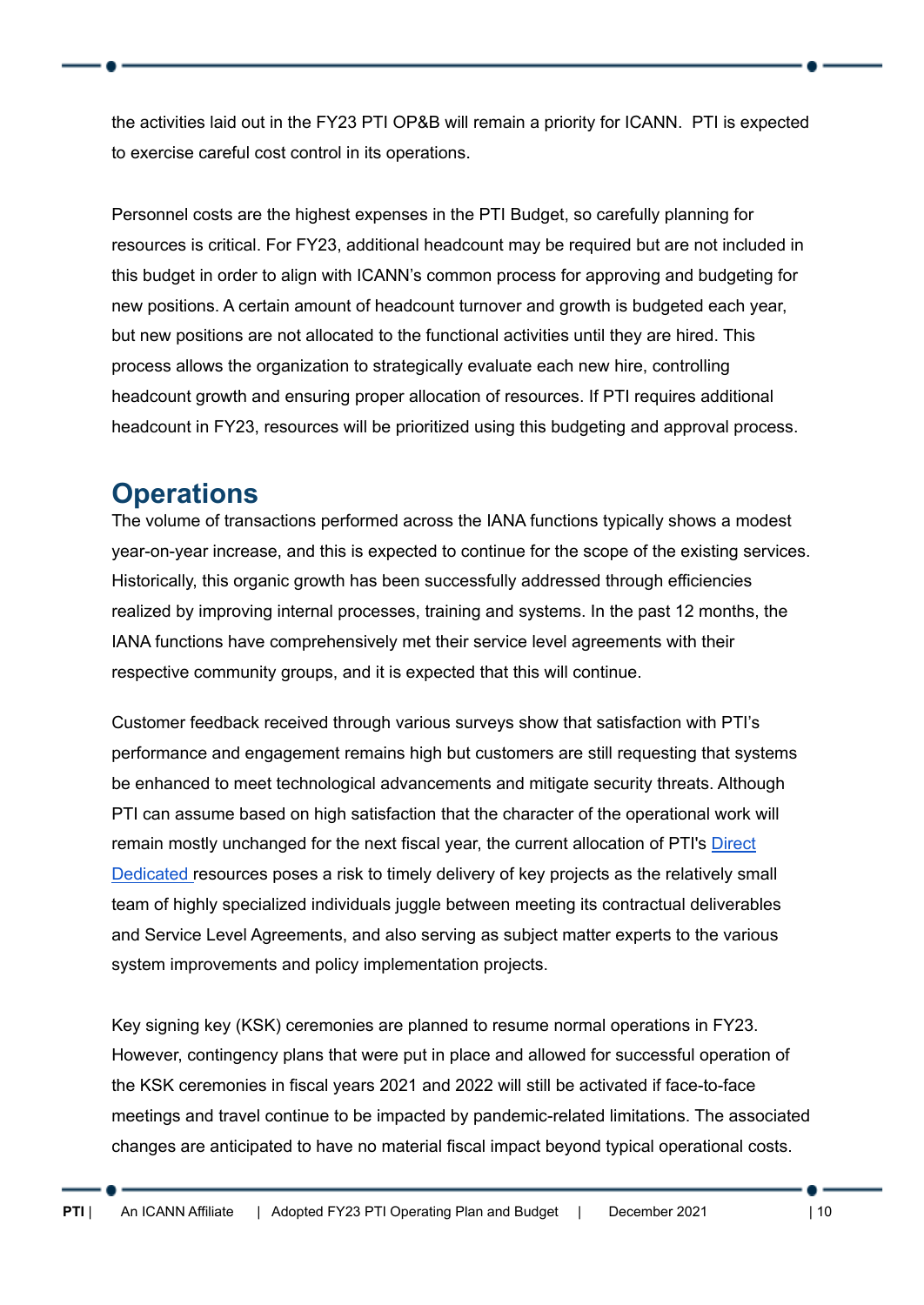the activities laid out in the FY23 PTI OP&B will remain a priority for ICANN. PTI is expected to exercise careful cost control in its operations.

Personnel costs are the highest expenses in the PTI Budget, so carefully planning for resources is critical. For FY23, additional headcount may be required but are not included in this budget in order to align with ICANN's common process for approving and budgeting for new positions. A certain amount of headcount turnover and growth is budgeted each year, but new positions are not allocated to the functional activities until they are hired. This process allows the organization to strategically evaluate each new hire, controlling headcount growth and ensuring proper allocation of resources. If PTI requires additional headcount in FY23, resources will be prioritized using this budgeting and approval process.

# Operations

The volume of transactions performed across the IANA functions typically shows a modest year-on-year increase, and this is expected to continue for the scope of the existing services. Historically, this organic growth has been successfully addressed through efficiencies realized by improving internal processes, training and systems. In the past 12 months, the IANA functions have comprehensively met their service level agreements with their respective community groups, and it is expected that this will continue.

Customer feedback received through various surveys show that satisfaction with PTI's performance and engagement remains high but customers are still requesting that systems be enhanced to meet technological advancements and mitigate security threats. Although PTI can assume based on high satisfaction that the character of the operational work will remain mostly unchanged for the next fiscal year, the current allocation of PTI's Direct Dedicated resources poses a risk to timely delivery of key projects as the relatively small team of highly specialized individuals juggle between meeting its contractual deliverables and Service Level Agreements, and also serving as subject matter experts to the various system improvements and policy implementation projects.

Key signing key (KSK) ceremonies are planned to resume normal operations in FY23. However, contingency plans that were put in place and allowed for successful operation of the KSK ceremonies in fiscal years 2021 and 2022 will still be activated if face-to-face meetings and travel continue to be impacted by pandemic-related limitations. The associated changes are anticipated to have no material fiscal impact beyond typical operational costs.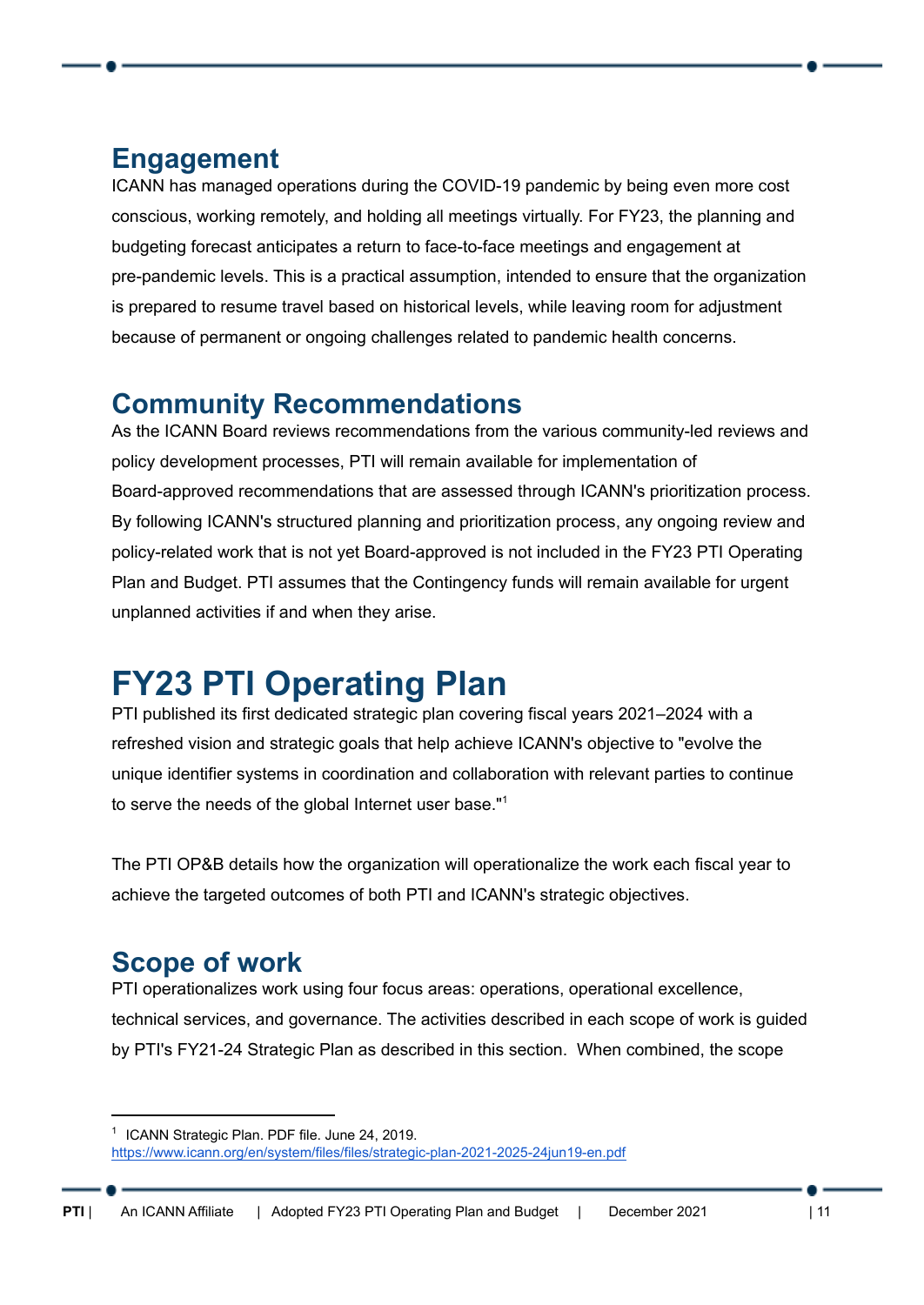## Engagement

ICANN has managed operations during the COVID-19 pandemic by being even more cost conscious, working remotely, and holding all meetings virtually. For FY23, the planning and budgeting forecast anticipates a return to face-to-face meetings and engagement at pre-pandemic levels. This is a practical assumption, intended to ensure that the organization is prepared to resume travel based on historical levels, while leaving room for adjustment because of permanent or ongoing challenges related to pandemic health concerns.

## Community Recommendations

As the ICANN Board reviews recommendations from the various community-led reviews and policy development processes, PTI will remain available for implementation of Board-approved recommendations that are assessed through ICANN's prioritization process. By following ICANN's structured planning and prioritization process, any ongoing review and policy-related work that is not yet Board-approved is not included in the FY23 PTI Operating Plan and Budget. PTI assumes that the Contingency funds will remain available for urgent unplanned activities if and when they arise.

# FY23 PTI Operating Plan

PTI published its first dedicated strategic plan covering fiscal years 2021–2024 with a refreshed vision and strategic goals that help achieve ICANN's objective to "evolve the unique identifier systems in coordination and collaboration with relevant parties to continue to serve the needs of the global Internet user base."[1]

The PTI OP&B details how the organization will operationalize the work each fiscal year to achieve the targeted outcomes of both PTI and ICANN's strategic objectives.

## Scope of work

PTI operationalizes work using four focus areas: operations, operational excellence, technical services, and governance. The activities described in each scope of work is guided by PTI's FY21-24 Strategic Plan as described in this section. When combined, the scope

---

[1] ICANN Strategic Plan. PDF file. June 24, 2019. https://www.icann.org/en/system/files/files/strategic-plan-2021-2025-24jun19-en.pdf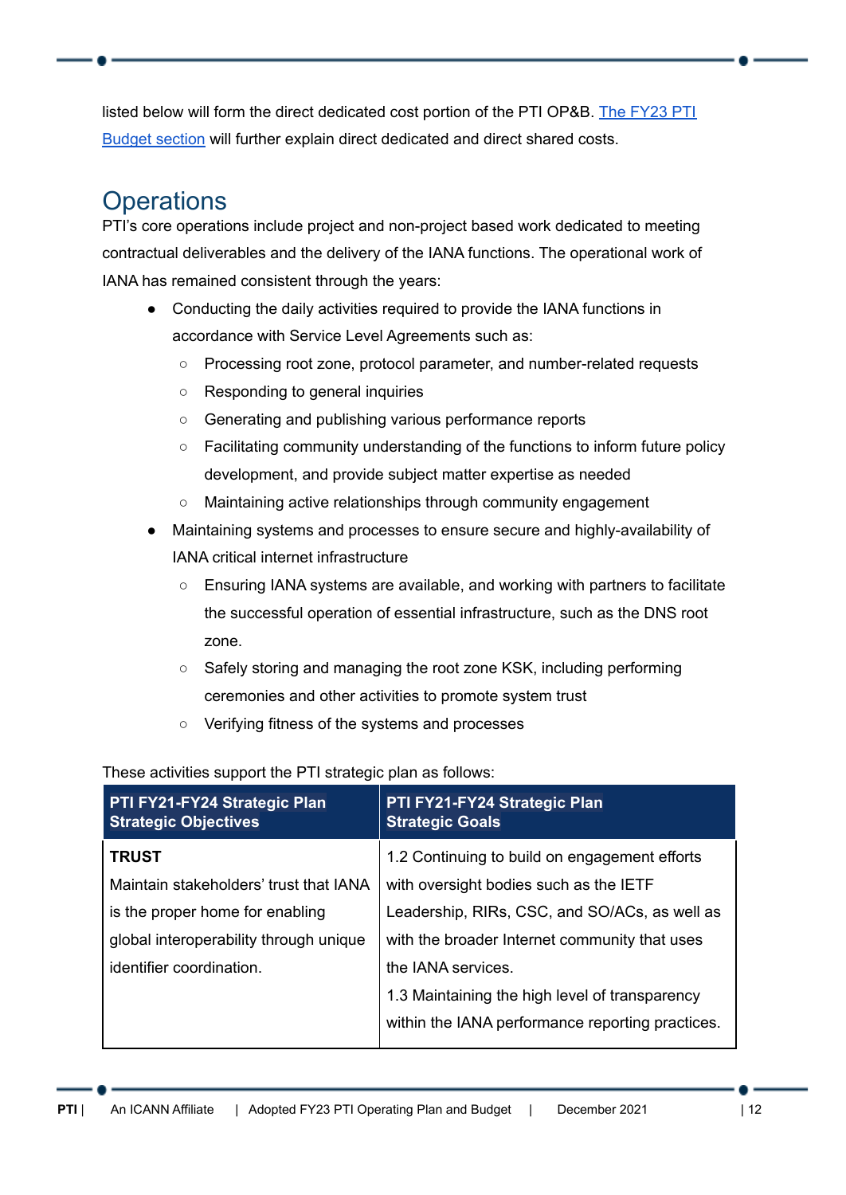listed below will form the direct dedicated cost portion of the PTI OP&B. [The FY23 PTI Budget section] will further explain direct dedicated and direct shared costs.

## Operations

PTI's core operations include project and non-project based work dedicated to meeting contractual deliverables and the delivery of the IANA functions. The operational work of IANA has remained consistent through the years:

- Conducting the daily activities required to provide the IANA functions in accordance with Service Level Agreements such as:
  - Processing root zone, protocol parameter, and number-related requests
  - Responding to general inquiries
  - Generating and publishing various performance reports
  - Facilitating community understanding of the functions to inform future policy development, and provide subject matter expertise as needed
  - Maintaining active relationships through community engagement
- Maintaining systems and processes to ensure secure and highly-availability of IANA critical internet infrastructure
  - Ensuring IANA systems are available, and working with partners to facilitate the successful operation of essential infrastructure, such as the DNS root zone.
  - Safely storing and managing the root zone KSK, including performing ceremonies and other activities to promote system trust
  - Verifying fitness of the systems and processes

These activities support the PTI strategic plan as follows:

| PTI FY21-FY24 Strategic Plan Strategic Objectives | PTI FY21-FY24 Strategic Plan Strategic Goals |
|---|---|
| **TRUST**<br>Maintain stakeholders' trust that IANA is the proper home for enabling global interoperability through unique identifier coordination. | 1.2 Continuing to build on engagement efforts with oversight bodies such as the IETF Leadership, RIRs, CSC, and SO/ACs, as well as with the broader Internet community that uses the IANA services.<br>1.3 Maintaining the high level of transparency within the IANA performance reporting practices. |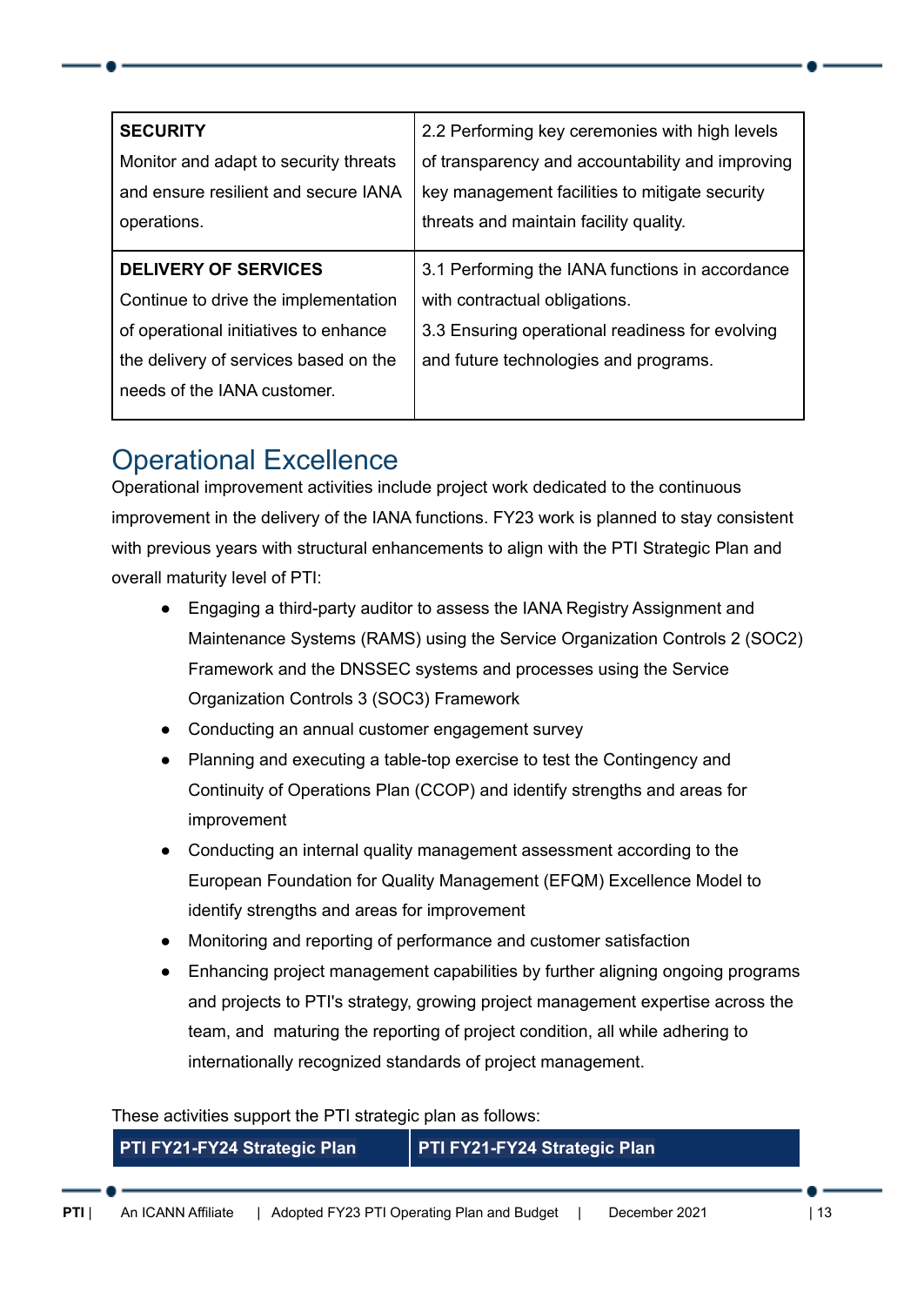| | |
|---|---|
| **SECURITY**<br>Monitor and adapt to security threats and ensure resilient and secure IANA operations. | 2.2 Performing key ceremonies with high levels of transparency and accountability and improving key management facilities to mitigate security threats and maintain facility quality. |
| **DELIVERY OF SERVICES**<br>Continue to drive the implementation of operational initiatives to enhance the delivery of services based on the needs of the IANA customer. | 3.1 Performing the IANA functions in accordance with contractual obligations.<br>3.3 Ensuring operational readiness for evolving and future technologies and programs. |

## Operational Excellence

Operational improvement activities include project work dedicated to the continuous improvement in the delivery of the IANA functions. FY23 work is planned to stay consistent with previous years with structural enhancements to align with the PTI Strategic Plan and overall maturity level of PTI:

- Engaging a third-party auditor to assess the IANA Registry Assignment and Maintenance Systems (RAMS) using the Service Organization Controls 2 (SOC2) Framework and the DNSSEC systems and processes using the Service Organization Controls 3 (SOC3) Framework
- Conducting an annual customer engagement survey
- Planning and executing a table-top exercise to test the Contingency and Continuity of Operations Plan (CCOP) and identify strengths and areas for improvement
- Conducting an internal quality management assessment according to the European Foundation for Quality Management (EFQM) Excellence Model to identify strengths and areas for improvement
- Monitoring and reporting of performance and customer satisfaction
- Enhancing project management capabilities by further aligning ongoing programs and projects to PTI's strategy, growing project management expertise across the team, and maturing the reporting of project condition, all while adhering to internationally recognized standards of project management.

These activities support the PTI strategic plan as follows:

| PTI FY21-FY24 Strategic Plan | PTI FY21-FY24 Strategic Plan |
|---|---|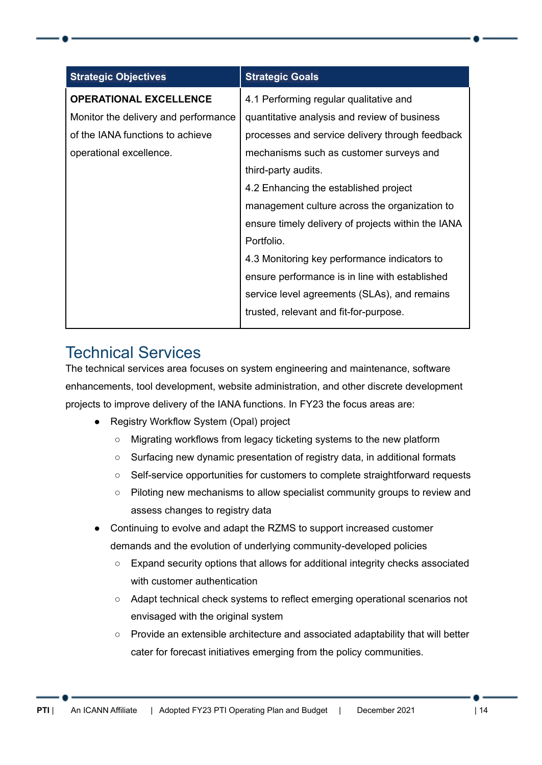| Strategic Objectives | Strategic Goals |
|---|---|
| **OPERATIONAL EXCELLENCE**<br>Monitor the delivery and performance of the IANA functions to achieve operational excellence. | 4.1 Performing regular qualitative and quantitative analysis and review of business processes and service delivery through feedback mechanisms such as customer surveys and third-party audits.<br>4.2 Enhancing the established project management culture across the organization to ensure timely delivery of projects within the IANA Portfolio.<br>4.3 Monitoring key performance indicators to ensure performance is in line with established service level agreements (SLAs), and remains trusted, relevant and fit-for-purpose. |

## Technical Services

The technical services area focuses on system engineering and maintenance, software enhancements, tool development, website administration, and other discrete development projects to improve delivery of the IANA functions. In FY23 the focus areas are:

- Registry Workflow System (Opal) project
  - Migrating workflows from legacy ticketing systems to the new platform
  - Surfacing new dynamic presentation of registry data, in additional formats
  - Self-service opportunities for customers to complete straightforward requests
  - Piloting new mechanisms to allow specialist community groups to review and assess changes to registry data
- Continuing to evolve and adapt the RZMS to support increased customer demands and the evolution of underlying community-developed policies
  - Expand security options that allows for additional integrity checks associated with customer authentication
  - Adapt technical check systems to reflect emerging operational scenarios not envisaged with the original system
  - Provide an extensible architecture and associated adaptability that will better cater for forecast initiatives emerging from the policy communities.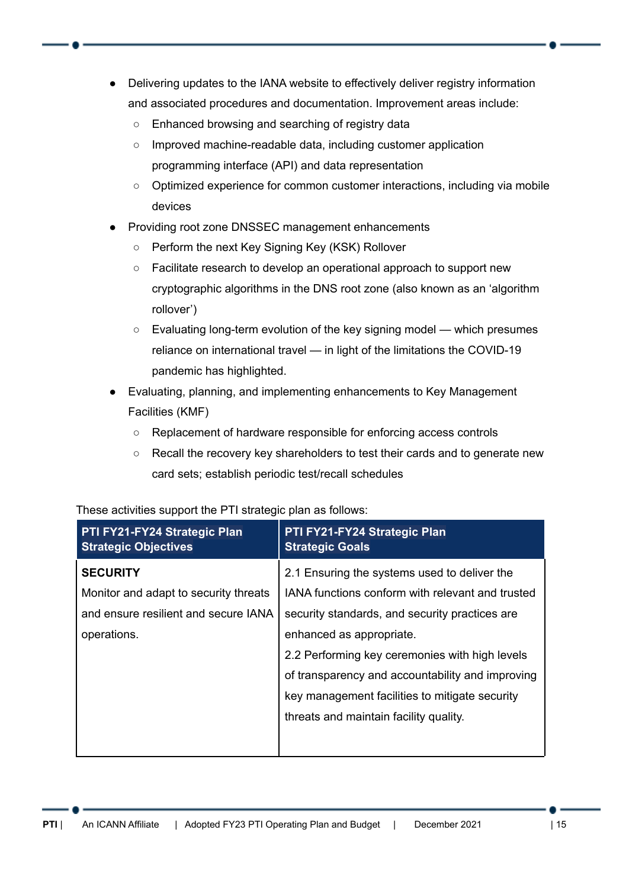- Delivering updates to the IANA website to effectively deliver registry information and associated procedures and documentation. Improvement areas include:
  - Enhanced browsing and searching of registry data
  - Improved machine-readable data, including customer application programming interface (API) and data representation
  - Optimized experience for common customer interactions, including via mobile devices
- Providing root zone DNSSEC management enhancements
  - Perform the next Key Signing Key (KSK) Rollover
  - Facilitate research to develop an operational approach to support new cryptographic algorithms in the DNS root zone (also known as an 'algorithm rollover')
  - Evaluating long-term evolution of the key signing model — which presumes reliance on international travel — in light of the limitations the COVID-19 pandemic has highlighted.
- Evaluating, planning, and implementing enhancements to Key Management Facilities (KMF)
  - Replacement of hardware responsible for enforcing access controls
  - Recall the recovery key shareholders to test their cards and to generate new card sets; establish periodic test/recall schedules

These activities support the PTI strategic plan as follows:

| PTI FY21-FY24 Strategic Plan Strategic Objectives | PTI FY21-FY24 Strategic Plan Strategic Goals |
|---|---|
| **SECURITY**<br>Monitor and adapt to security threats and ensure resilient and secure IANA operations. | 2.1 Ensuring the systems used to deliver the IANA functions conform with relevant and trusted security standards, and security practices are enhanced as appropriate.<br>2.2 Performing key ceremonies with high levels of transparency and accountability and improving key management facilities to mitigate security threats and maintain facility quality. |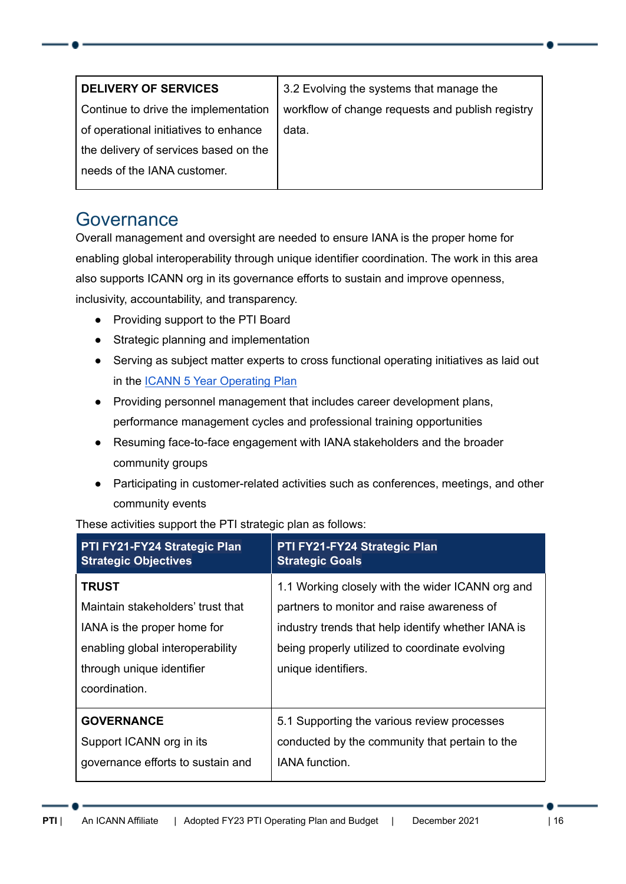| DELIVERY OF SERVICES | |
|---|---|
| **DELIVERY OF SERVICES**<br>Continue to drive the implementation of operational initiatives to enhance the delivery of services based on the needs of the IANA customer. | 3.2 Evolving the systems that manage the workflow of change requests and publish registry data. |

## Governance

Overall management and oversight are needed to ensure IANA is the proper home for enabling global interoperability through unique identifier coordination. The work in this area also supports ICANN org in its governance efforts to sustain and improve openness, inclusivity, accountability, and transparency.

- Providing support to the PTI Board
- Strategic planning and implementation
- Serving as subject matter experts to cross functional operating initiatives as laid out in the ICANN 5 Year Operating Plan
- Providing personnel management that includes career development plans, performance management cycles and professional training opportunities
- Resuming face-to-face engagement with IANA stakeholders and the broader community groups
- Participating in customer-related activities such as conferences, meetings, and other community events

These activities support the PTI strategic plan as follows:

| PTI FY21-FY24 Strategic Plan Strategic Objectives | PTI FY21-FY24 Strategic Plan Strategic Goals |
|---|---|
| **TRUST**<br>Maintain stakeholders' trust that IANA is the proper home for enabling global interoperability through unique identifier coordination. | 1.1 Working closely with the wider ICANN org and partners to monitor and raise awareness of industry trends that help identify whether IANA is being properly utilized to coordinate evolving unique identifiers. |
| **GOVERNANCE**<br>Support ICANN org in its governance efforts to sustain and | 5.1 Supporting the various review processes conducted by the community that pertain to the IANA function. |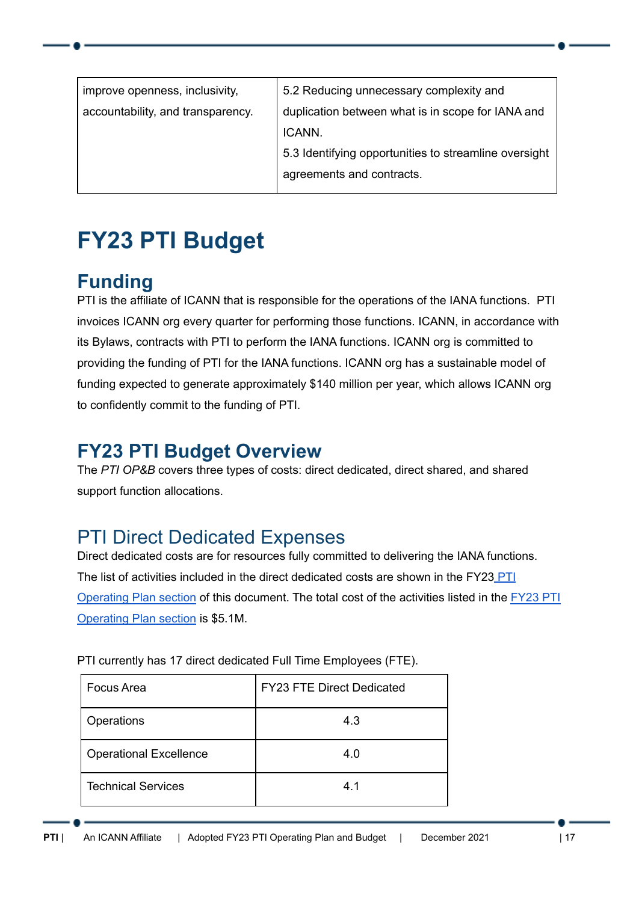| improve openness, inclusivity, accountability, and transparency. | 5.2 Reducing unnecessary complexity and duplication between what is in scope for IANA and ICANN.<br>5.3 Identifying opportunities to streamline oversight agreements and contracts. |
|---|---|

# FY23 PTI Budget

## Funding

PTI is the affiliate of ICANN that is responsible for the operations of the IANA functions. PTI invoices ICANN org every quarter for performing those functions. ICANN, in accordance with its Bylaws, contracts with PTI to perform the IANA functions. ICANN org is committed to providing the funding of PTI for the IANA functions. ICANN org has a sustainable model of funding expected to generate approximately $140 million per year, which allows ICANN org to confidently commit to the funding of PTI.

## FY23 PTI Budget Overview

The *PTI OP&B* covers three types of costs: direct dedicated, direct shared, and shared support function allocations.

### PTI Direct Dedicated Expenses

Direct dedicated costs are for resources fully committed to delivering the IANA functions. The list of activities included in the direct dedicated costs are shown in the FY23 PTI Operating Plan section of this document. The total cost of the activities listed in the FY23 PTI Operating Plan section is $5.1M.

PTI currently has 17 direct dedicated Full Time Employees (FTE).

| Focus Area | FY23 FTE Direct Dedicated |
|---|---|
| Operations | 4.3 |
| Operational Excellence | 4.0 |
| Technical Services | 4.1 |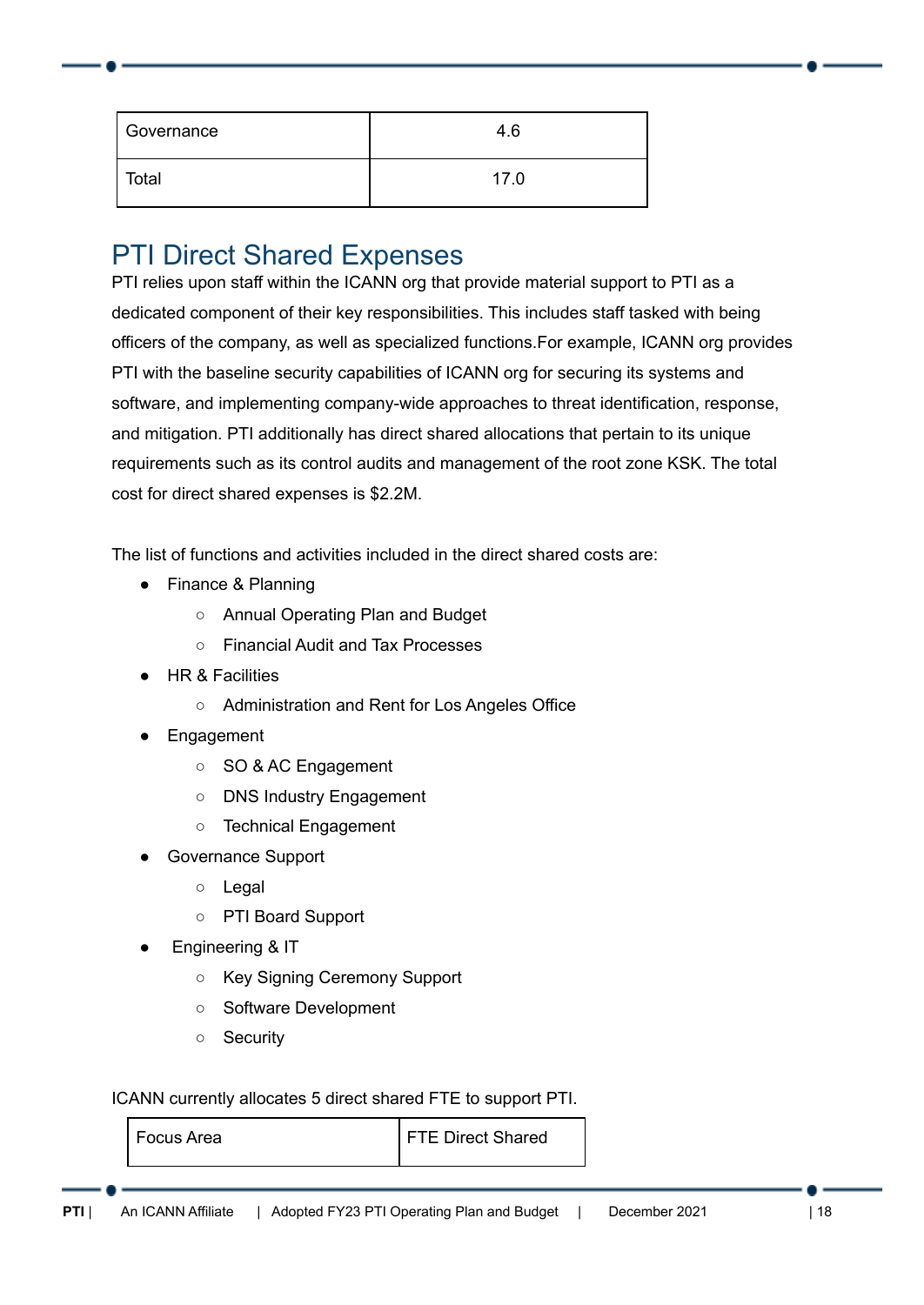| Governance | 4.6 |
|---|---|
| Total | 17.0 |

## PTI Direct Shared Expenses

PTI relies upon staff within the ICANN org that provide material support to PTI as a dedicated component of their key responsibilities. This includes staff tasked with being officers of the company, as well as specialized functions.For example, ICANN org provides PTI with the baseline security capabilities of ICANN org for securing its systems and software, and implementing company-wide approaches to threat identification, response, and mitigation. PTI additionally has direct shared allocations that pertain to its unique requirements such as its control audits and management of the root zone KSK. The total cost for direct shared expenses is $2.2M.

The list of functions and activities included in the direct shared costs are:

- Finance & Planning
  - Annual Operating Plan and Budget
  - Financial Audit and Tax Processes
- HR & Facilities
  - Administration and Rent for Los Angeles Office
- Engagement
  - SO & AC Engagement
  - DNS Industry Engagement
  - Technical Engagement
- Governance Support
  - Legal
  - PTI Board Support
- Engineering & IT
  - Key Signing Ceremony Support
  - Software Development
  - Security

ICANN currently allocates 5 direct shared FTE to support PTI.

| Focus Area | FTE Direct Shared |
|---|---|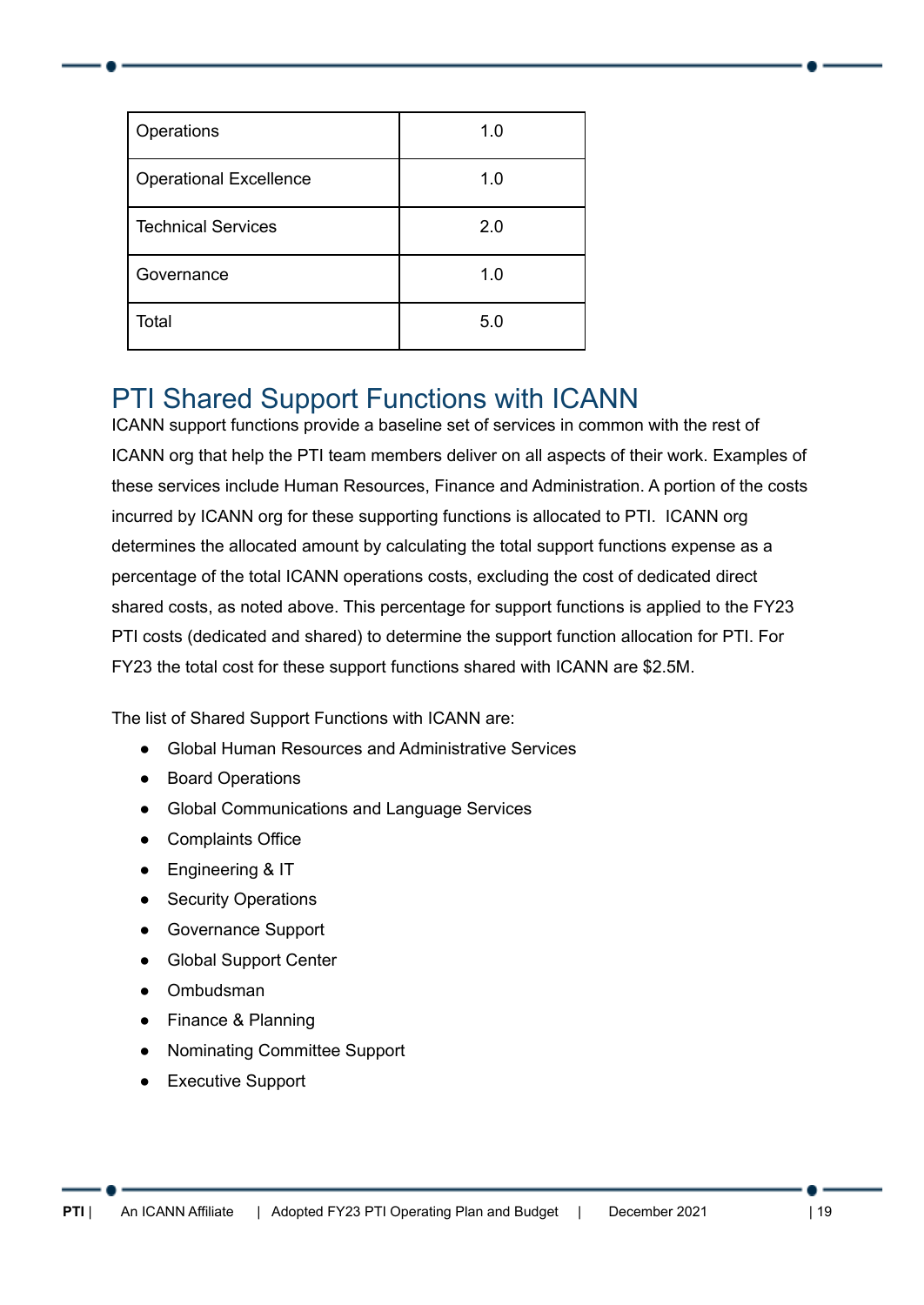| Operations | 1.0 |
|---|---|
| Operational Excellence | 1.0 |
| Technical Services | 2.0 |
| Governance | 1.0 |
| Total | 5.0 |

## PTI Shared Support Functions with ICANN

ICANN support functions provide a baseline set of services in common with the rest of ICANN org that help the PTI team members deliver on all aspects of their work. Examples of these services include Human Resources, Finance and Administration. A portion of the costs incurred by ICANN org for these supporting functions is allocated to PTI. ICANN org determines the allocated amount by calculating the total support functions expense as a percentage of the total ICANN operations costs, excluding the cost of dedicated direct shared costs, as noted above. This percentage for support functions is applied to the FY23 PTI costs (dedicated and shared) to determine the support function allocation for PTI. For FY23 the total cost for these support functions shared with ICANN are $2.5M.

The list of Shared Support Functions with ICANN are:

- Global Human Resources and Administrative Services
- Board Operations
- Global Communications and Language Services
- Complaints Office
- Engineering & IT
- Security Operations
- Governance Support
- Global Support Center
- Ombudsman
- Finance & Planning
- Nominating Committee Support
- Executive Support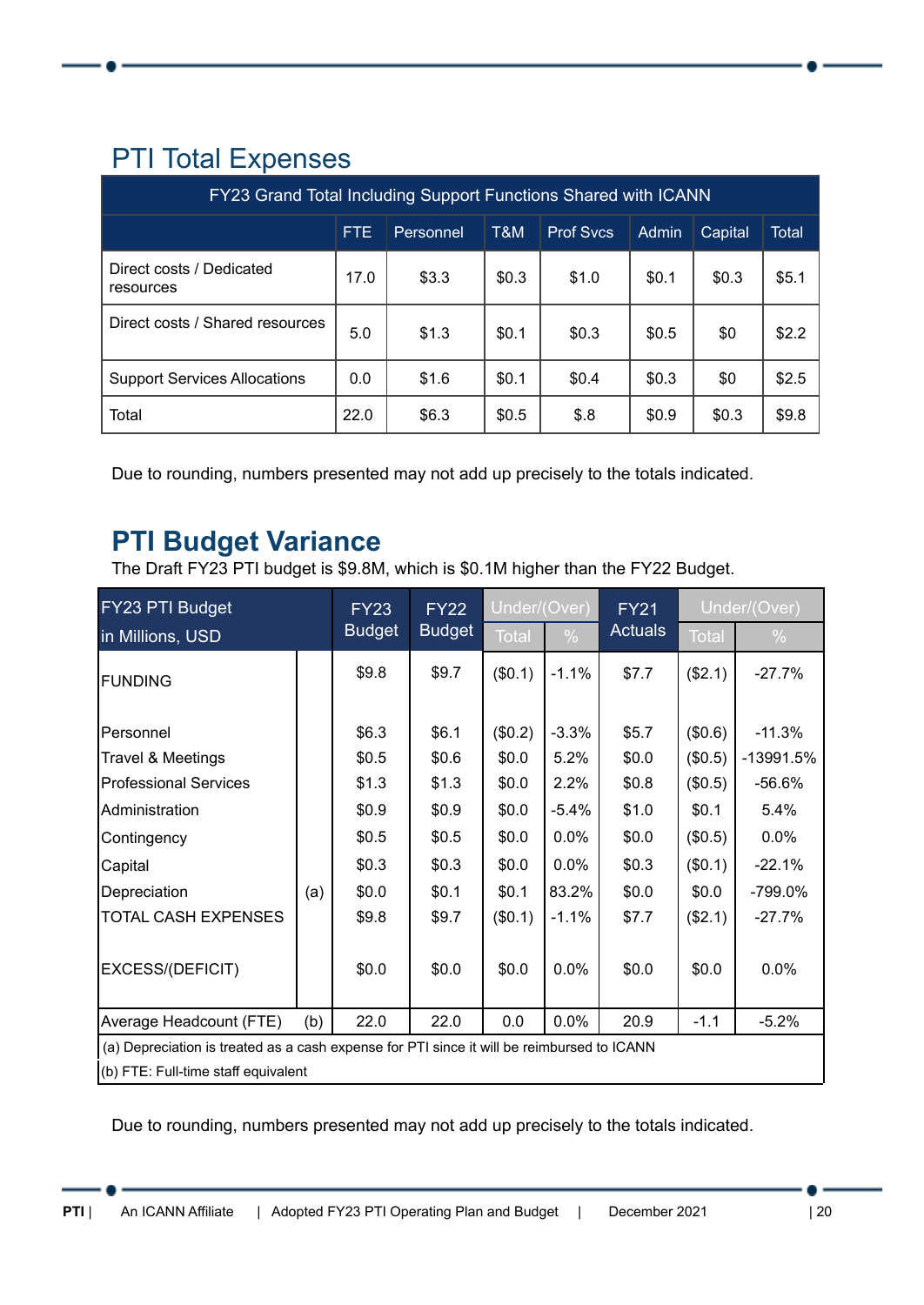## PTI Total Expenses

| FY23 Grand Total Including Support Functions Shared with ICANN | | | | | | | |
|---|---|---|---|---|---|---|---|
| | FTE | Personnel | T&M | Prof Svcs | Admin | Capital | Total |
| Direct costs / Dedicated resources | 17.0 | $3.3 | $0.3 | $1.0 | $0.1 | $0.3 | $5.1 |
| Direct costs / Shared resources | 5.0 | $1.3 | $0.1 | $0.3 | $0.5 | $0 | $2.2 |
| Support Services Allocations | 0.0 | $1.6 | $0.1 | $0.4 | $0.3 | $0 | $2.5 |
| Total | 22.0 | $6.3 | $0.5 | $.8 | $0.9 | $0.3 | $9.8 |

Due to rounding, numbers presented may not add up precisely to the totals indicated.

## PTI Budget Variance

The Draft FY23 PTI budget is $9.8M, which is $0.1M higher than the FY22 Budget.

| FY23 PTI Budget in Millions, USD | | FY23 Budget | FY22 Budget | Under/(Over) | | FY21 Actuals | Under/(Over) | |
|---|---|---|---|---|---|---|---|---|
| | | | | Total | % | | Total | % |
| FUNDING | | $9.8 | $9.7 | ($0.1) | -1.1% | $7.7 | ($2.1) | -27.7% |
| Personnel | | $6.3 | $6.1 | ($0.2) | -3.3% | $5.7 | ($0.6) | -11.3% |
| Travel & Meetings | | $0.5 | $0.6 | $0.0 | 5.2% | $0.0 | ($0.5) | -13991.5% |
| Professional Services | | $1.3 | $1.3 | $0.0 | 2.2% | $0.8 | ($0.5) | -56.6% |
| Administration | | $0.9 | $0.9 | $0.0 | -5.4% | $1.0 | $0.1 | 5.4% |
| Contingency | | $0.5 | $0.5 | $0.0 | 0.0% | $0.0 | ($0.5) | 0.0% |
| Capital | | $0.3 | $0.3 | $0.0 | 0.0% | $0.3 | ($0.1) | -22.1% |
| Depreciation | (a) | $0.0 | $0.1 | $0.1 | 83.2% | $0.0 | $0.0 | -799.0% |
| TOTAL CASH EXPENSES | | $9.8 | $9.7 | ($0.1) | -1.1% | $7.7 | ($2.1) | -27.7% |
| EXCESS/(DEFICIT) | | $0.0 | $0.0 | $0.0 | 0.0% | $0.0 | $0.0 | 0.0% |
| Average Headcount (FTE) | (b) | 22.0 | 22.0 | 0.0 | 0.0% | 20.9 | -1.1 | -5.2% |

(a) Depreciation is treated as a cash expense for PTI since it will be reimbursed to ICANN

(b) FTE: Full-time staff equivalent

Due to rounding, numbers presented may not add up precisely to the totals indicated.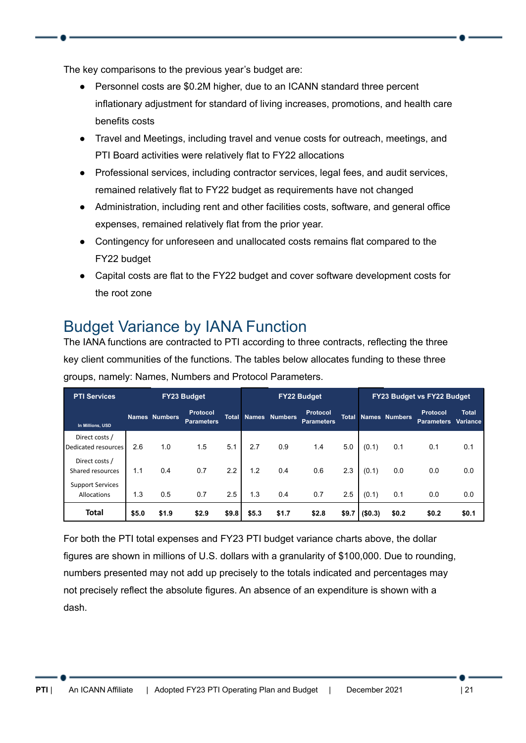The key comparisons to the previous year's budget are:

- Personnel costs are $0.2M higher, due to an ICANN standard three percent inflationary adjustment for standard of living increases, promotions, and health care benefits costs
- Travel and Meetings, including travel and venue costs for outreach, meetings, and PTI Board activities were relatively flat to FY22 allocations
- Professional services, including contractor services, legal fees, and audit services, remained relatively flat to FY22 budget as requirements have not changed
- Administration, including rent and other facilities costs, software, and general office expenses, remained relatively flat from the prior year.
- Contingency for unforeseen and unallocated costs remains flat compared to the FY22 budget
- Capital costs are flat to the FY22 budget and cover software development costs for the root zone

# Budget Variance by IANA Function

The IANA functions are contracted to PTI according to three contracts, reflecting the three key client communities of the functions. The tables below allocates funding to these three groups, namely: Names, Numbers and Protocol Parameters.

| PTI Services | FY23 Budget | | | | FY22 Budget | | | | FY23 Budget vs FY22 Budget | | | |
|---|---|---|---|---|---|---|---|---|---|---|---|---|
| In Millions, USD | Names | Numbers | Protocol Parameters | Total | Names | Numbers | Protocol Parameters | Total | Names | Numbers | Protocol Parameters | Total Variance |
| Direct costs / Dedicated resources | 2.6 | 1.0 | 1.5 | 5.1 | 2.7 | 0.9 | 1.4 | 5.0 | (0.1) | 0.1 | 0.1 | 0.1 |
| Direct costs / Shared resources | 1.1 | 0.4 | 0.7 | 2.2 | 1.2 | 0.4 | 0.6 | 2.3 | (0.1) | 0.0 | 0.0 | 0.0 |
| Support Services Allocations | 1.3 | 0.5 | 0.7 | 2.5 | 1.3 | 0.4 | 0.7 | 2.5 | (0.1) | 0.1 | 0.0 | 0.0 |
| **Total** | **$5.0** | **$1.9** | **$2.9** | **$9.8** | **$5.3** | **$1.7** | **$2.8** | **$9.7** | **($0.3)** | **$0.2** | **$0.2** | **$0.1** |

For both the PTI total expenses and FY23 PTI budget variance charts above, the dollar figures are shown in millions of U.S. dollars with a granularity of $100,000. Due to rounding, numbers presented may not add up precisely to the totals indicated and percentages may not precisely reflect the absolute figures. An absence of an expenditure is shown with a dash.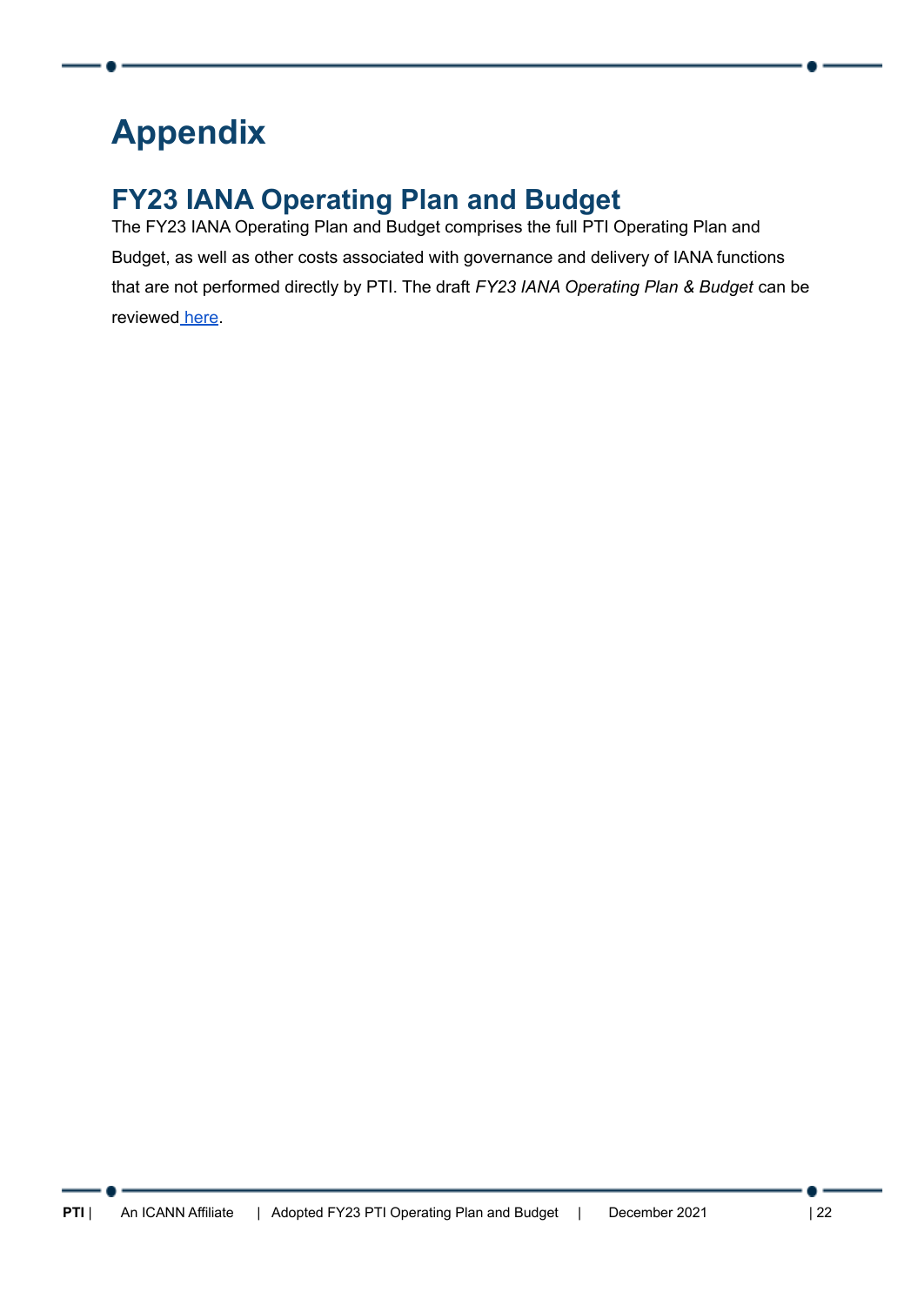# Appendix

## FY23 IANA Operating Plan and Budget

The FY23 IANA Operating Plan and Budget comprises the full PTI Operating Plan and Budget, as well as other costs associated with governance and delivery of IANA functions that are not performed directly by PTI. The draft *FY23 IANA Operating Plan & Budget* can be reviewed here.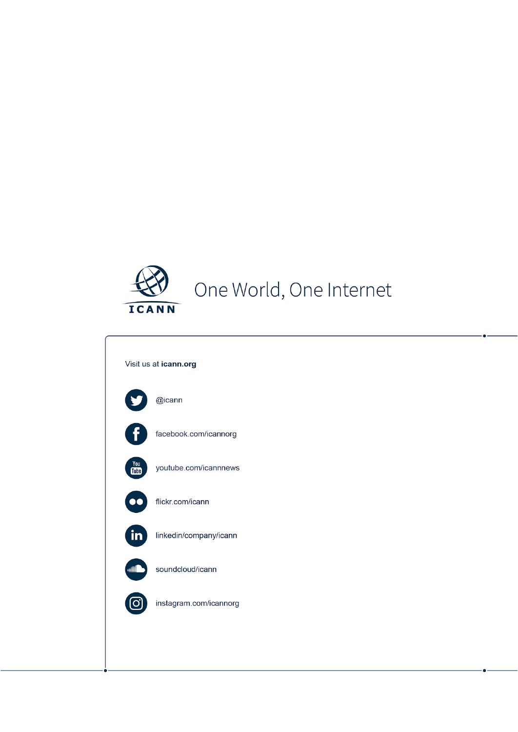ICANN

One World, One Internet

Visit us at **icann.org**

@icann

facebook.com/icannorg

youtube.com/icannnews

flickr.com/icann

linkedin/company/icann

soundcloud/icann

instagram.com/icannorg